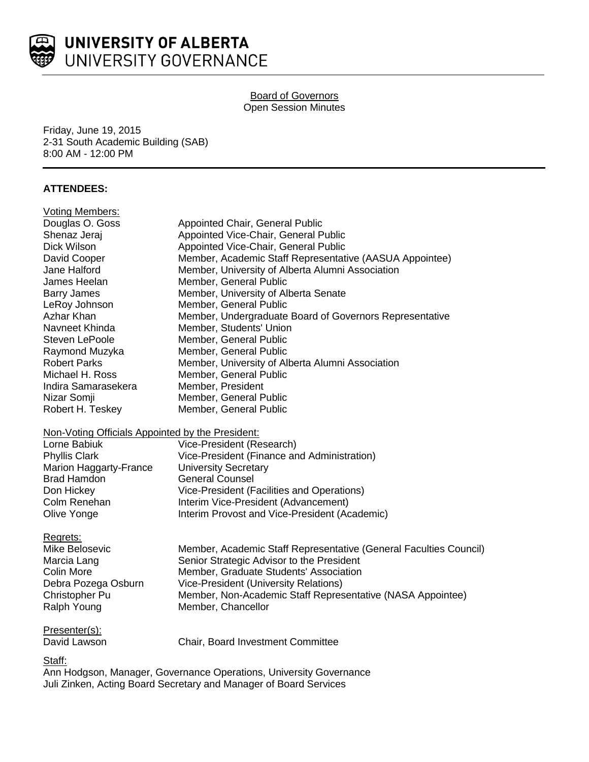# UNIVERSITY OF ALBERTA
## UNIVERSITY GOVERNANCE

Board of Governors
Open Session Minutes

Friday, June 19, 2015
2-31 South Academic Building (SAB)
8:00 AM - 12:00 PM

**ATTENDEES:**

Voting Members:

| | |
|---|---|
| Douglas O. Goss | Appointed Chair, General Public |
| Shenaz Jeraj | Appointed Vice-Chair, General Public |
| Dick Wilson | Appointed Vice-Chair, General Public |
| David Cooper | Member, Academic Staff Representative (AASUA Appointee) |
| Jane Halford | Member, University of Alberta Alumni Association |
| James Heelan | Member, General Public |
| Barry James | Member, University of Alberta Senate |
| LeRoy Johnson | Member, General Public |
| Azhar Khan | Member, Undergraduate Board of Governors Representative |
| Navneet Khinda | Member, Students' Union |
| Steven LePoole | Member, General Public |
| Raymond Muzyka | Member, General Public |
| Robert Parks | Member, University of Alberta Alumni Association |
| Michael H. Ross | Member, General Public |
| Indira Samarasekera | Member, President |
| Nizar Somji | Member, General Public |
| Robert H. Teskey | Member, General Public |

Non-Voting Officials Appointed by the President:

| | |
|---|---|
| Lorne Babiuk | Vice-President (Research) |
| Phyllis Clark | Vice-President (Finance and Administration) |
| Marion Haggarty-France | University Secretary |
| Brad Hamdon | General Counsel |
| Don Hickey | Vice-President (Facilities and Operations) |
| Colm Renehan | Interim Vice-President (Advancement) |
| Olive Yonge | Interim Provost and Vice-President (Academic) |

Regrets:

| | |
|---|---|
| Mike Belosevic | Member, Academic Staff Representative (General Faculties Council) |
| Marcia Lang | Senior Strategic Advisor to the President |
| Colin More | Member, Graduate Students' Association |
| Debra Pozega Osburn | Vice-President (University Relations) |
| Christopher Pu | Member, Non-Academic Staff Representative (NASA Appointee) |
| Ralph Young | Member, Chancellor |

Presenter(s):

| | |
|---|---|
| David Lawson | Chair, Board Investment Committee |

Staff:

Ann Hodgson, Manager, Governance Operations, University Governance
Juli Zinken, Acting Board Secretary and Manager of Board Services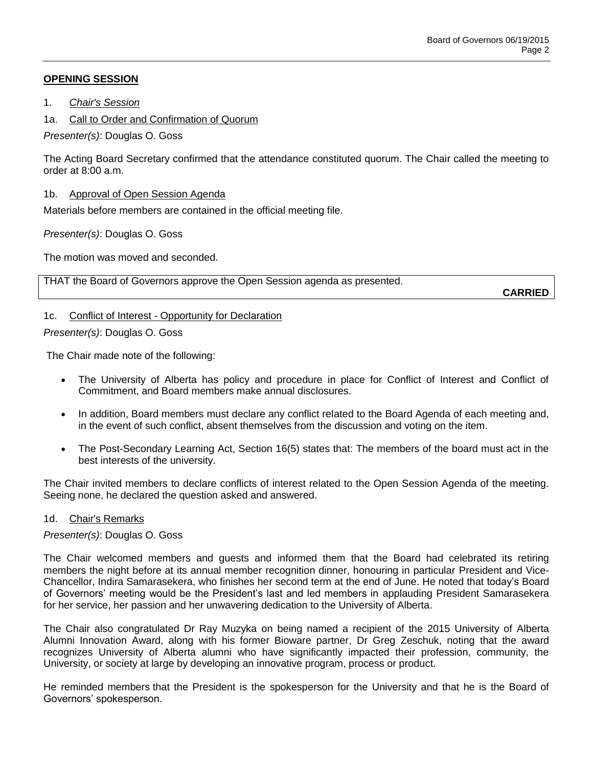## OPENING SESSION

1. *Chair's Session*

1a. Call to Order and Confirmation of Quorum

*Presenter(s)*: Douglas O. Goss

The Acting Board Secretary confirmed that the attendance constituted quorum. The Chair called the meeting to order at 8:00 a.m.

1b. Approval of Open Session Agenda

Materials before members are contained in the official meeting file.

*Presenter(s)*: Douglas O. Goss

The motion was moved and seconded.

THAT the Board of Governors approve the Open Session agenda as presented.

**CARRIED**

1c. Conflict of Interest - Opportunity for Declaration

*Presenter(s)*: Douglas O. Goss

The Chair made note of the following:

- The University of Alberta has policy and procedure in place for Conflict of Interest and Conflict of Commitment, and Board members make annual disclosures.
- In addition, Board members must declare any conflict related to the Board Agenda of each meeting and, in the event of such conflict, absent themselves from the discussion and voting on the item.
- The Post-Secondary Learning Act, Section 16(5) states that: The members of the board must act in the best interests of the university.

The Chair invited members to declare conflicts of interest related to the Open Session Agenda of the meeting. Seeing none, he declared the question asked and answered.

1d. Chair's Remarks

*Presenter(s)*: Douglas O. Goss

The Chair welcomed members and guests and informed them that the Board had celebrated its retiring members the night before at its annual member recognition dinner, honouring in particular President and Vice-Chancellor, Indira Samarasekera, who finishes her second term at the end of June. He noted that today's Board of Governors' meeting would be the President's last and led members in applauding President Samarasekera for her service, her passion and her unwavering dedication to the University of Alberta.

The Chair also congratulated Dr Ray Muzyka on being named a recipient of the 2015 University of Alberta Alumni Innovation Award, along with his former Bioware partner, Dr Greg Zeschuk, noting that the award recognizes University of Alberta alumni who have significantly impacted their profession, community, the University, or society at large by developing an innovative program, process or product.

He reminded members that the President is the spokesperson for the University and that he is the Board of Governors' spokesperson.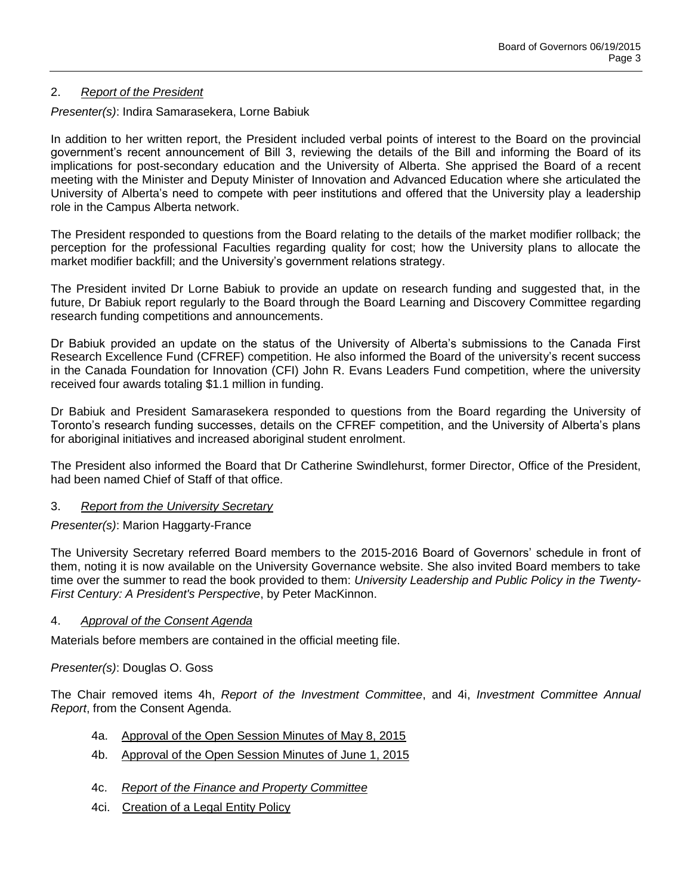2. *Report of the President*

*Presenter(s)*: Indira Samarasekera, Lorne Babiuk

In addition to her written report, the President included verbal points of interest to the Board on the provincial government's recent announcement of Bill 3, reviewing the details of the Bill and informing the Board of its implications for post-secondary education and the University of Alberta. She apprised the Board of a recent meeting with the Minister and Deputy Minister of Innovation and Advanced Education where she articulated the University of Alberta's need to compete with peer institutions and offered that the University play a leadership role in the Campus Alberta network.

The President responded to questions from the Board relating to the details of the market modifier rollback; the perception for the professional Faculties regarding quality for cost; how the University plans to allocate the market modifier backfill; and the University's government relations strategy.

The President invited Dr Lorne Babiuk to provide an update on research funding and suggested that, in the future, Dr Babiuk report regularly to the Board through the Board Learning and Discovery Committee regarding research funding competitions and announcements.

Dr Babiuk provided an update on the status of the University of Alberta's submissions to the Canada First Research Excellence Fund (CFREF) competition. He also informed the Board of the university's recent success in the Canada Foundation for Innovation (CFI) John R. Evans Leaders Fund competition, where the university received four awards totaling $1.1 million in funding.

Dr Babiuk and President Samarasekera responded to questions from the Board regarding the University of Toronto's research funding successes, details on the CFREF competition, and the University of Alberta's plans for aboriginal initiatives and increased aboriginal student enrolment.

The President also informed the Board that Dr Catherine Swindlehurst, former Director, Office of the President, had been named Chief of Staff of that office.

3. *Report from the University Secretary*

*Presenter(s)*: Marion Haggarty-France

The University Secretary referred Board members to the 2015-2016 Board of Governors' schedule in front of them, noting it is now available on the University Governance website. She also invited Board members to take time over the summer to read the book provided to them: *University Leadership and Public Policy in the Twenty-First Century: A President's Perspective*, by Peter MacKinnon.

4. *Approval of the Consent Agenda*

Materials before members are contained in the official meeting file.

*Presenter(s)*: Douglas O. Goss

The Chair removed items 4h, *Report of the Investment Committee*, and 4i, *Investment Committee Annual Report*, from the Consent Agenda.

- 4a. Approval of the Open Session Minutes of May 8, 2015
- 4b. Approval of the Open Session Minutes of June 1, 2015
- 4c. *Report of the Finance and Property Committee*
- 4ci. Creation of a Legal Entity Policy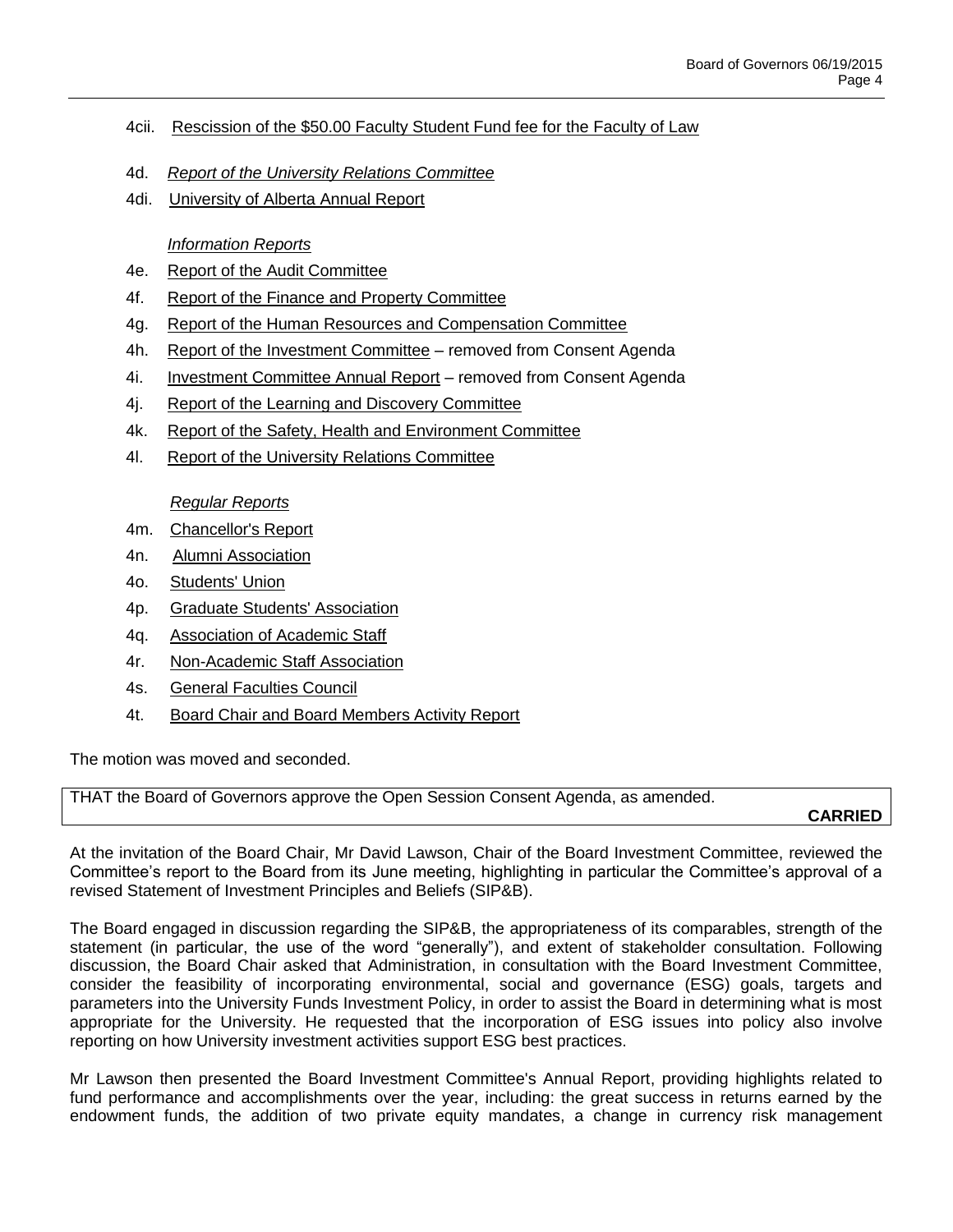4cii. Rescission of the $50.00 Faculty Student Fund fee for the Faculty of Law

4d. *Report of the University Relations Committee*

4di. University of Alberta Annual Report

*Information Reports*

4e. Report of the Audit Committee

4f. Report of the Finance and Property Committee

4g. Report of the Human Resources and Compensation Committee

4h. Report of the Investment Committee – removed from Consent Agenda

4i. Investment Committee Annual Report – removed from Consent Agenda

4j. Report of the Learning and Discovery Committee

4k. Report of the Safety, Health and Environment Committee

4l. Report of the University Relations Committee

*Regular Reports*

4m. Chancellor's Report

4n. Alumni Association

4o. Students' Union

4p. Graduate Students' Association

4q. Association of Academic Staff

4r. Non-Academic Staff Association

4s. General Faculties Council

4t. Board Chair and Board Members Activity Report

The motion was moved and seconded.

THAT the Board of Governors approve the Open Session Consent Agenda, as amended.

**CARRIED**

At the invitation of the Board Chair, Mr David Lawson, Chair of the Board Investment Committee, reviewed the Committee's report to the Board from its June meeting, highlighting in particular the Committee's approval of a revised Statement of Investment Principles and Beliefs (SIP&B).

The Board engaged in discussion regarding the SIP&B, the appropriateness of its comparables, strength of the statement (in particular, the use of the word "generally"), and extent of stakeholder consultation. Following discussion, the Board Chair asked that Administration, in consultation with the Board Investment Committee, consider the feasibility of incorporating environmental, social and governance (ESG) goals, targets and parameters into the University Funds Investment Policy, in order to assist the Board in determining what is most appropriate for the University. He requested that the incorporation of ESG issues into policy also involve reporting on how University investment activities support ESG best practices.

Mr Lawson then presented the Board Investment Committee's Annual Report, providing highlights related to fund performance and accomplishments over the year, including: the great success in returns earned by the endowment funds, the addition of two private equity mandates, a change in currency risk management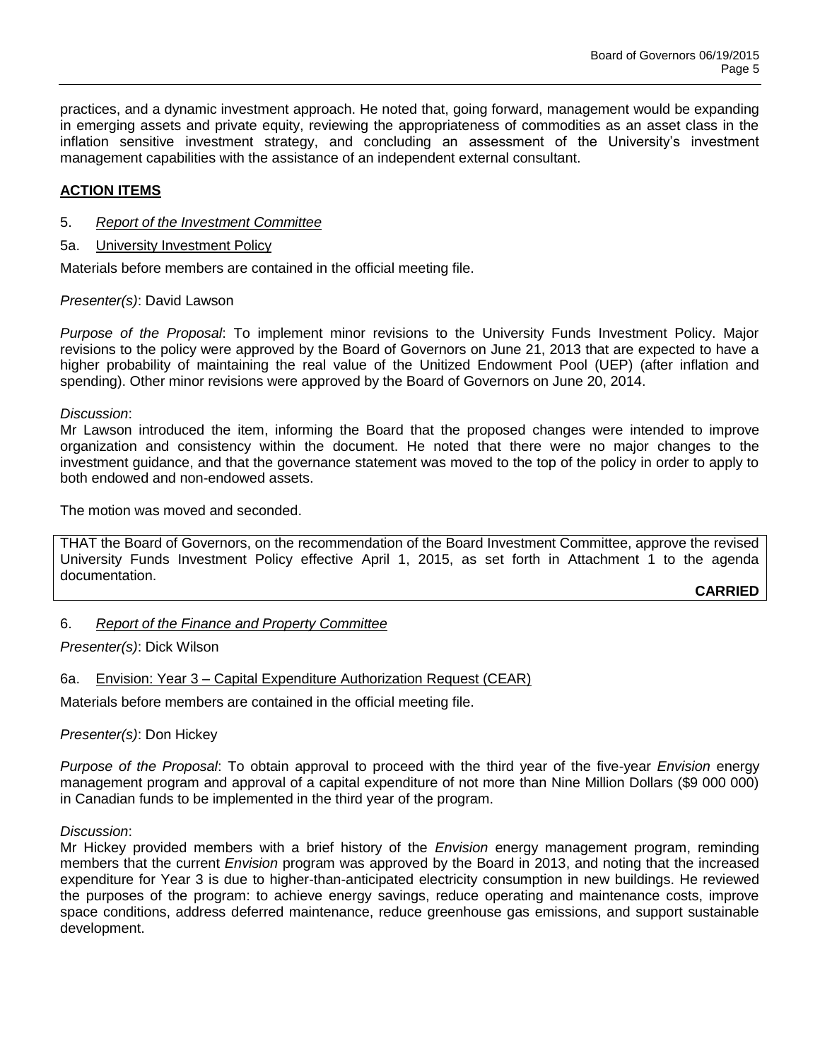practices, and a dynamic investment approach. He noted that, going forward, management would be expanding in emerging assets and private equity, reviewing the appropriateness of commodities as an asset class in the inflation sensitive investment strategy, and concluding an assessment of the University's investment management capabilities with the assistance of an independent external consultant.

## ACTION ITEMS

5. *Report of the Investment Committee*

5a. University Investment Policy

Materials before members are contained in the official meeting file.

*Presenter(s)*: David Lawson

*Purpose of the Proposal*: To implement minor revisions to the University Funds Investment Policy. Major revisions to the policy were approved by the Board of Governors on June 21, 2013 that are expected to have a higher probability of maintaining the real value of the Unitized Endowment Pool (UEP) (after inflation and spending). Other minor revisions were approved by the Board of Governors on June 20, 2014.

*Discussion*:
Mr Lawson introduced the item, informing the Board that the proposed changes were intended to improve organization and consistency within the document. He noted that there were no major changes to the investment guidance, and that the governance statement was moved to the top of the policy in order to apply to both endowed and non-endowed assets.

The motion was moved and seconded.

THAT the Board of Governors, on the recommendation of the Board Investment Committee, approve the revised University Funds Investment Policy effective April 1, 2015, as set forth in Attachment 1 to the agenda documentation.

**CARRIED**

6. *Report of the Finance and Property Committee*

*Presenter(s)*: Dick Wilson

6a. Envision: Year 3 – Capital Expenditure Authorization Request (CEAR)

Materials before members are contained in the official meeting file.

*Presenter(s)*: Don Hickey

*Purpose of the Proposal*: To obtain approval to proceed with the third year of the five-year *Envision* energy management program and approval of a capital expenditure of not more than Nine Million Dollars ($9 000 000) in Canadian funds to be implemented in the third year of the program.

*Discussion*:
Mr Hickey provided members with a brief history of the *Envision* energy management program, reminding members that the current *Envision* program was approved by the Board in 2013, and noting that the increased expenditure for Year 3 is due to higher-than-anticipated electricity consumption in new buildings. He reviewed the purposes of the program: to achieve energy savings, reduce operating and maintenance costs, improve space conditions, address deferred maintenance, reduce greenhouse gas emissions, and support sustainable development.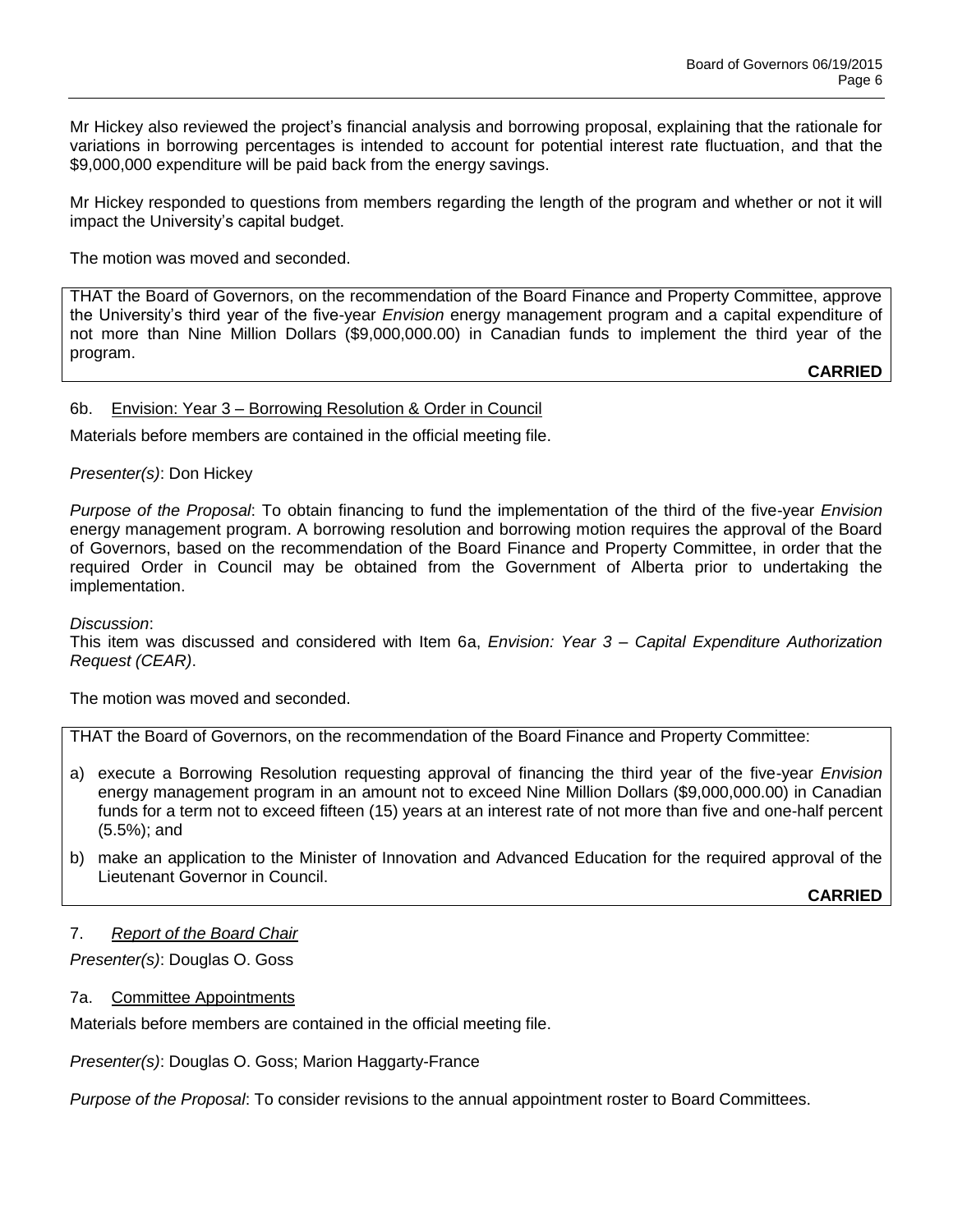Mr Hickey also reviewed the project's financial analysis and borrowing proposal, explaining that the rationale for variations in borrowing percentages is intended to account for potential interest rate fluctuation, and that the $9,000,000 expenditure will be paid back from the energy savings.

Mr Hickey responded to questions from members regarding the length of the program and whether or not it will impact the University's capital budget.

The motion was moved and seconded.

> THAT the Board of Governors, on the recommendation of the Board Finance and Property Committee, approve the University's third year of the five-year *Envision* energy management program and a capital expenditure of not more than Nine Million Dollars ($9,000,000.00) in Canadian funds to implement the third year of the program.
>
> **CARRIED**

### 6b. Envision: Year 3 – Borrowing Resolution & Order in Council

Materials before members are contained in the official meeting file.

*Presenter(s)*: Don Hickey

*Purpose of the Proposal*: To obtain financing to fund the implementation of the third of the five-year *Envision* energy management program. A borrowing resolution and borrowing motion requires the approval of the Board of Governors, based on the recommendation of the Board Finance and Property Committee, in order that the required Order in Council may be obtained from the Government of Alberta prior to undertaking the implementation.

*Discussion*:
This item was discussed and considered with Item 6a, *Envision: Year 3 – Capital Expenditure Authorization Request (CEAR)*.

The motion was moved and seconded.

> THAT the Board of Governors, on the recommendation of the Board Finance and Property Committee:
>
> a) execute a Borrowing Resolution requesting approval of financing the third year of the five-year *Envision* energy management program in an amount not to exceed Nine Million Dollars ($9,000,000.00) in Canadian funds for a term not to exceed fifteen (15) years at an interest rate of not more than five and one-half percent (5.5%); and
>
> b) make an application to the Minister of Innovation and Advanced Education for the required approval of the Lieutenant Governor in Council.
>
> **CARRIED**

## 7. *Report of the Board Chair*

*Presenter(s)*: Douglas O. Goss

### 7a. Committee Appointments

Materials before members are contained in the official meeting file.

*Presenter(s)*: Douglas O. Goss; Marion Haggarty-France

*Purpose of the Proposal*: To consider revisions to the annual appointment roster to Board Committees.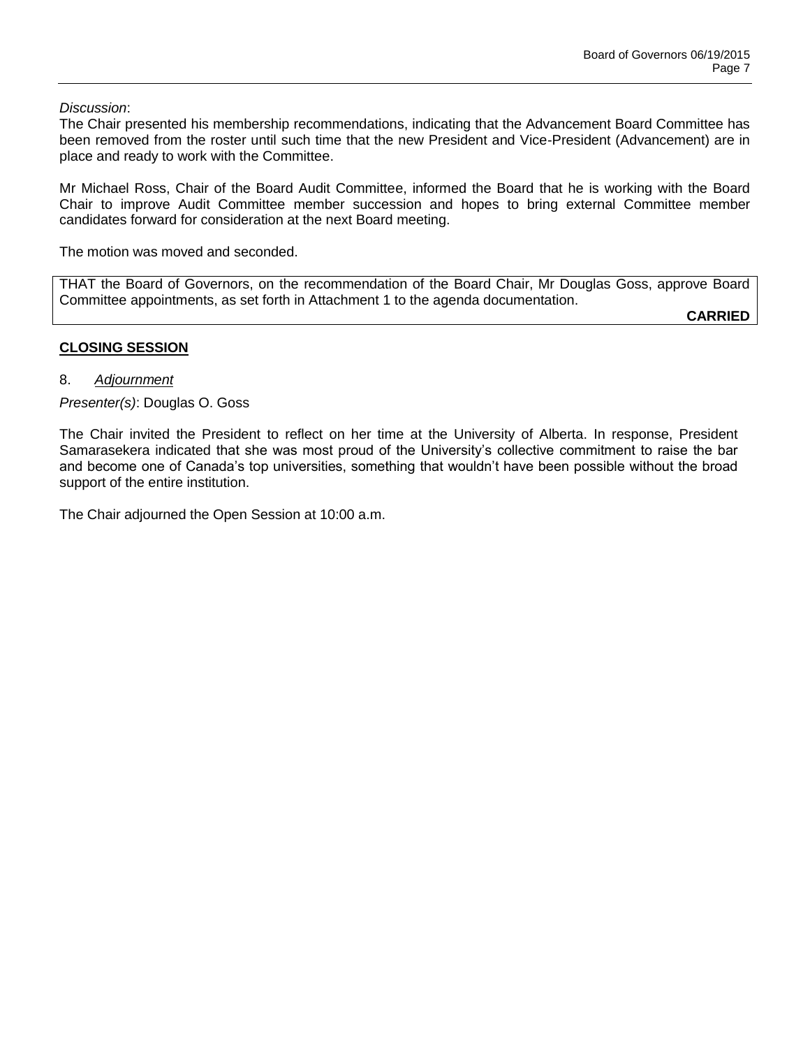*Discussion*:
The Chair presented his membership recommendations, indicating that the Advancement Board Committee has been removed from the roster until such time that the new President and Vice-President (Advancement) are in place and ready to work with the Committee.

Mr Michael Ross, Chair of the Board Audit Committee, informed the Board that he is working with the Board Chair to improve Audit Committee member succession and hopes to bring external Committee member candidates forward for consideration at the next Board meeting.

The motion was moved and seconded.

THAT the Board of Governors, on the recommendation of the Board Chair, Mr Douglas Goss, approve Board Committee appointments, as set forth in Attachment 1 to the agenda documentation.

**CARRIED**

## CLOSING SESSION

8. *Adjournment*

*Presenter(s)*: Douglas O. Goss

The Chair invited the President to reflect on her time at the University of Alberta. In response, President Samarasekera indicated that she was most proud of the University's collective commitment to raise the bar and become one of Canada's top universities, something that wouldn't have been possible without the broad support of the entire institution.

The Chair adjourned the Open Session at 10:00 a.m.